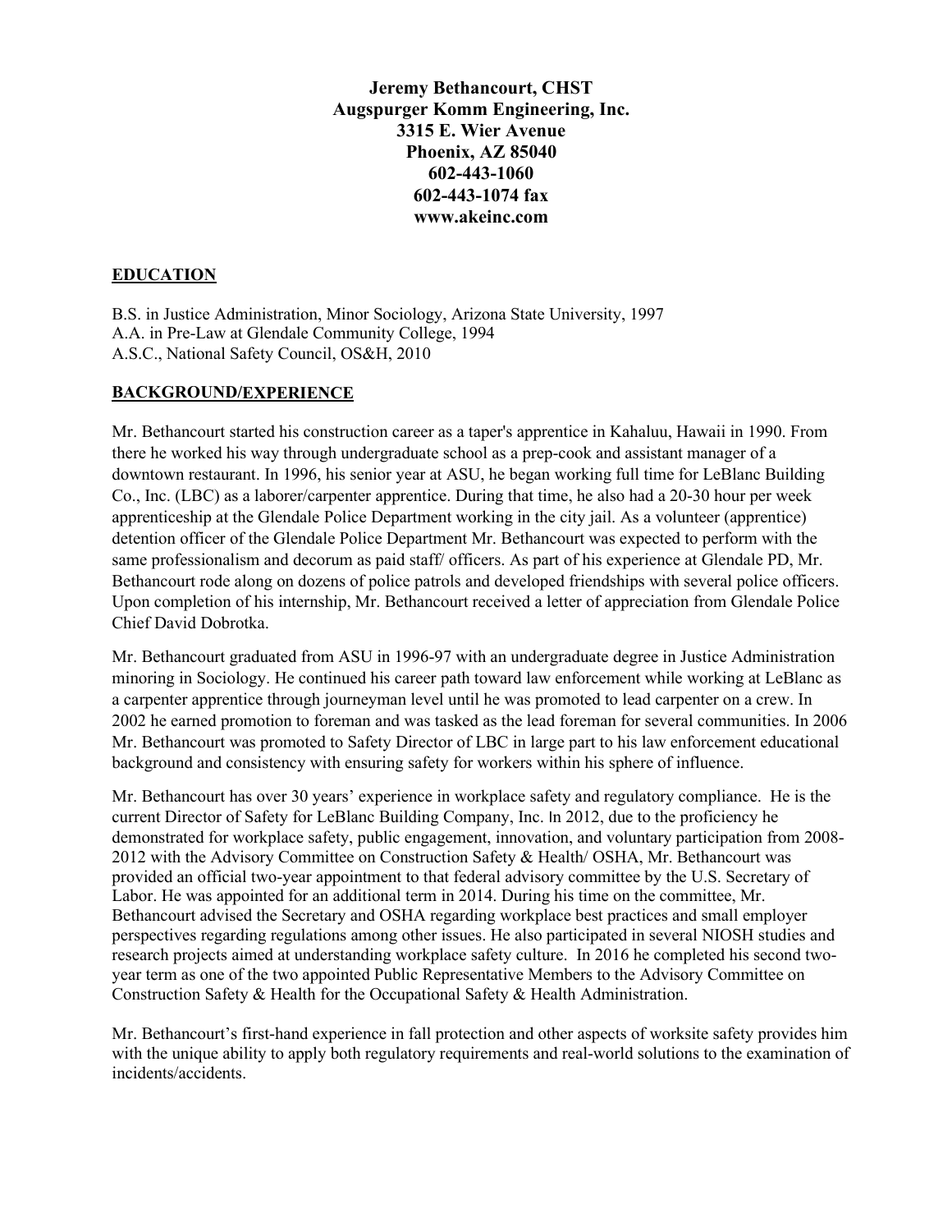**Jeremy Bethancourt, CHST**
**Augspurger Komm Engineering, Inc.**
**3315 E. Wier Avenue**
**Phoenix, AZ 85040**
**602-443-1060**
**602-443-1074 fax**
**www.akeinc.com**

## EDUCATION

B.S. in Justice Administration, Minor Sociology, Arizona State University, 1997
A.A. in Pre-Law at Glendale Community College, 1994
A.S.C., National Safety Council, OS&H, 2010

## BACKGROUND/EXPERIENCE

Mr. Bethancourt started his construction career as a taper's apprentice in Kahaluu, Hawaii in 1990. From there he worked his way through undergraduate school as a prep-cook and assistant manager of a downtown restaurant. In 1996, his senior year at ASU, he began working full time for LeBlanc Building Co., Inc. (LBC) as a laborer/carpenter apprentice. During that time, he also had a 20-30 hour per week apprenticeship at the Glendale Police Department working in the city jail. As a volunteer (apprentice) detention officer of the Glendale Police Department Mr. Bethancourt was expected to perform with the same professionalism and decorum as paid staff/ officers. As part of his experience at Glendale PD, Mr. Bethancourt rode along on dozens of police patrols and developed friendships with several police officers. Upon completion of his internship, Mr. Bethancourt received a letter of appreciation from Glendale Police Chief David Dobrotka.

Mr. Bethancourt graduated from ASU in 1996-97 with an undergraduate degree in Justice Administration minoring in Sociology. He continued his career path toward law enforcement while working at LeBlanc as a carpenter apprentice through journeyman level until he was promoted to lead carpenter on a crew. In 2002 he earned promotion to foreman and was tasked as the lead foreman for several communities. In 2006 Mr. Bethancourt was promoted to Safety Director of LBC in large part to his law enforcement educational background and consistency with ensuring safety for workers within his sphere of influence.

Mr. Bethancourt has over 30 years' experience in workplace safety and regulatory compliance. He is the current Director of Safety for LeBlanc Building Company, Inc. In 2012, due to the proficiency he demonstrated for workplace safety, public engagement, innovation, and voluntary participation from 2008-2012 with the Advisory Committee on Construction Safety & Health/ OSHA, Mr. Bethancourt was provided an official two-year appointment to that federal advisory committee by the U.S. Secretary of Labor. He was appointed for an additional term in 2014. During his time on the committee, Mr. Bethancourt advised the Secretary and OSHA regarding workplace best practices and small employer perspectives regarding regulations among other issues. He also participated in several NIOSH studies and research projects aimed at understanding workplace safety culture. In 2016 he completed his second two-year term as one of the two appointed Public Representative Members to the Advisory Committee on Construction Safety & Health for the Occupational Safety & Health Administration.

Mr. Bethancourt's first-hand experience in fall protection and other aspects of worksite safety provides him with the unique ability to apply both regulatory requirements and real-world solutions to the examination of incidents/accidents.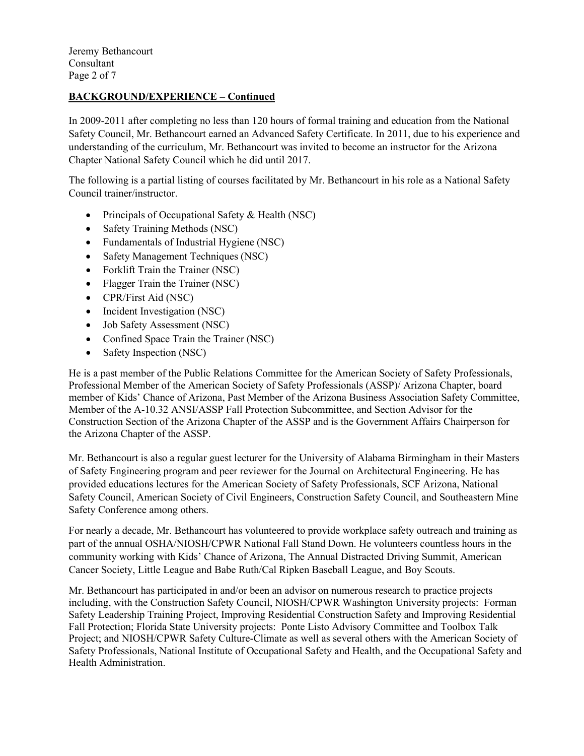## BACKGROUND/EXPERIENCE – Continued

In 2009-2011 after completing no less than 120 hours of formal training and education from the National Safety Council, Mr. Bethancourt earned an Advanced Safety Certificate. In 2011, due to his experience and understanding of the curriculum, Mr. Bethancourt was invited to become an instructor for the Arizona Chapter National Safety Council which he did until 2017.

The following is a partial listing of courses facilitated by Mr. Bethancourt in his role as a National Safety Council trainer/instructor.

- Principals of Occupational Safety & Health (NSC)
- Safety Training Methods (NSC)
- Fundamentals of Industrial Hygiene (NSC)
- Safety Management Techniques (NSC)
- Forklift Train the Trainer (NSC)
- Flagger Train the Trainer (NSC)
- CPR/First Aid (NSC)
- Incident Investigation (NSC)
- Job Safety Assessment (NSC)
- Confined Space Train the Trainer (NSC)
- Safety Inspection (NSC)

He is a past member of the Public Relations Committee for the American Society of Safety Professionals, Professional Member of the American Society of Safety Professionals (ASSP)/ Arizona Chapter, board member of Kids' Chance of Arizona, Past Member of the Arizona Business Association Safety Committee, Member of the A-10.32 ANSI/ASSP Fall Protection Subcommittee, and Section Advisor for the Construction Section of the Arizona Chapter of the ASSP and is the Government Affairs Chairperson for the Arizona Chapter of the ASSP.

Mr. Bethancourt is also a regular guest lecturer for the University of Alabama Birmingham in their Masters of Safety Engineering program and peer reviewer for the Journal on Architectural Engineering. He has provided educations lectures for the American Society of Safety Professionals, SCF Arizona, National Safety Council, American Society of Civil Engineers, Construction Safety Council, and Southeastern Mine Safety Conference among others.

For nearly a decade, Mr. Bethancourt has volunteered to provide workplace safety outreach and training as part of the annual OSHA/NIOSH/CPWR National Fall Stand Down. He volunteers countless hours in the community working with Kids' Chance of Arizona, The Annual Distracted Driving Summit, American Cancer Society, Little League and Babe Ruth/Cal Ripken Baseball League, and Boy Scouts.

Mr. Bethancourt has participated in and/or been an advisor on numerous research to practice projects including, with the Construction Safety Council, NIOSH/CPWR Washington University projects: Forman Safety Leadership Training Project, Improving Residential Construction Safety and Improving Residential Fall Protection; Florida State University projects: Ponte Listo Advisory Committee and Toolbox Talk Project; and NIOSH/CPWR Safety Culture-Climate as well as several others with the American Society of Safety Professionals, National Institute of Occupational Safety and Health, and the Occupational Safety and Health Administration.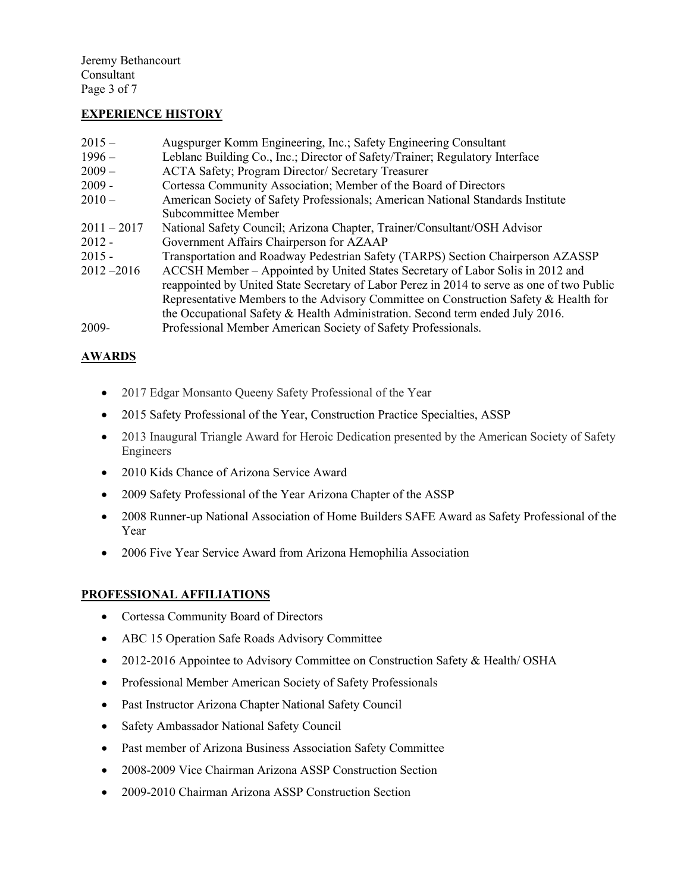## EXPERIENCE HISTORY

| | |
|---|---|
| 2015 – | Augspurger Komm Engineering, Inc.; Safety Engineering Consultant |
| 1996 – | Leblanc Building Co., Inc.; Director of Safety/Trainer; Regulatory Interface |
| 2009 – | ACTA Safety; Program Director/ Secretary Treasurer |
| 2009 - | Cortessa Community Association; Member of the Board of Directors |
| 2010 – | American Society of Safety Professionals; American National Standards Institute Subcommittee Member |
| 2011 – 2017 | National Safety Council; Arizona Chapter, Trainer/Consultant/OSH Advisor |
| 2012 - | Government Affairs Chairperson for AZAAP |
| 2015 - | Transportation and Roadway Pedestrian Safety (TARPS) Section Chairperson AZASSP |
| 2012 –2016 | ACCSH Member – Appointed by United States Secretary of Labor Solis in 2012 and reappointed by United State Secretary of Labor Perez in 2014 to serve as one of two Public Representative Members to the Advisory Committee on Construction Safety & Health for the Occupational Safety & Health Administration. Second term ended July 2016. |
| 2009- | Professional Member American Society of Safety Professionals. |

## AWARDS

- 2017 Edgar Monsanto Queeny Safety Professional of the Year
- 2015 Safety Professional of the Year, Construction Practice Specialties, ASSP
- 2013 Inaugural Triangle Award for Heroic Dedication presented by the American Society of Safety Engineers
- 2010 Kids Chance of Arizona Service Award
- 2009 Safety Professional of the Year Arizona Chapter of the ASSP
- 2008 Runner-up National Association of Home Builders SAFE Award as Safety Professional of the Year
- 2006 Five Year Service Award from Arizona Hemophilia Association

## PROFESSIONAL AFFILIATIONS

- Cortessa Community Board of Directors
- ABC 15 Operation Safe Roads Advisory Committee
- 2012-2016 Appointee to Advisory Committee on Construction Safety & Health/ OSHA
- Professional Member American Society of Safety Professionals
- Past Instructor Arizona Chapter National Safety Council
- Safety Ambassador National Safety Council
- Past member of Arizona Business Association Safety Committee
- 2008-2009 Vice Chairman Arizona ASSP Construction Section
- 2009-2010 Chairman Arizona ASSP Construction Section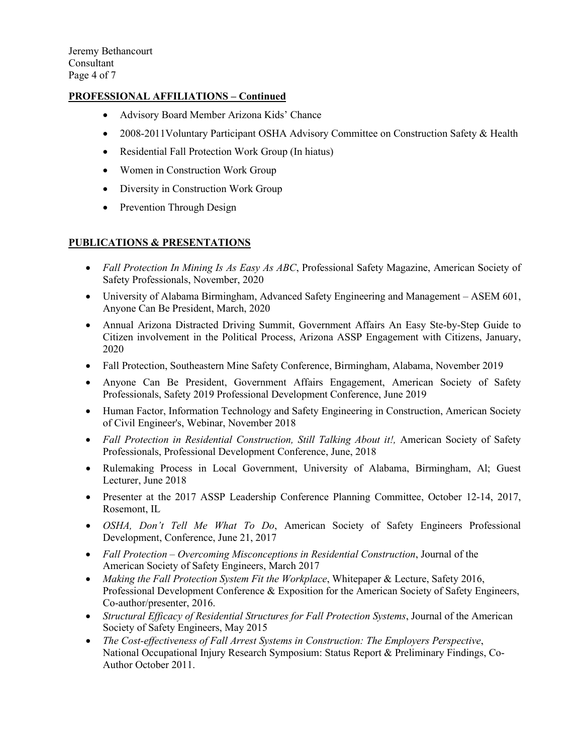## PROFESSIONAL AFFILIATIONS – Continued

- Advisory Board Member Arizona Kids' Chance
- 2008-2011Voluntary Participant OSHA Advisory Committee on Construction Safety & Health
- Residential Fall Protection Work Group (In hiatus)
- Women in Construction Work Group
- Diversity in Construction Work Group
- Prevention Through Design

## PUBLICATIONS & PRESENTATIONS

- *Fall Protection In Mining Is As Easy As ABC*, Professional Safety Magazine, American Society of Safety Professionals, November, 2020
- University of Alabama Birmingham, Advanced Safety Engineering and Management – ASEM 601, Anyone Can Be President, March, 2020
- Annual Arizona Distracted Driving Summit, Government Affairs An Easy Ste-by-Step Guide to Citizen involvement in the Political Process, Arizona ASSP Engagement with Citizens, January, 2020
- Fall Protection, Southeastern Mine Safety Conference, Birmingham, Alabama, November 2019
- Anyone Can Be President, Government Affairs Engagement, American Society of Safety Professionals, Safety 2019 Professional Development Conference, June 2019
- Human Factor, Information Technology and Safety Engineering in Construction, American Society of Civil Engineer's, Webinar, November 2018
- *Fall Protection in Residential Construction, Still Talking About it!,* American Society of Safety Professionals, Professional Development Conference, June, 2018
- Rulemaking Process in Local Government, University of Alabama, Birmingham, Al; Guest Lecturer, June 2018
- Presenter at the 2017 ASSP Leadership Conference Planning Committee, October 12-14, 2017, Rosemont, IL
- *OSHA, Don't Tell Me What To Do*, American Society of Safety Engineers Professional Development, Conference, June 21, 2017
- *Fall Protection – Overcoming Misconceptions in Residential Construction*, Journal of the American Society of Safety Engineers, March 2017
- *Making the Fall Protection System Fit the Workplace*, Whitepaper & Lecture, Safety 2016, Professional Development Conference & Exposition for the American Society of Safety Engineers, Co-author/presenter, 2016.
- *Structural Efficacy of Residential Structures for Fall Protection Systems*, Journal of the American Society of Safety Engineers, May 2015
- *The Cost-effectiveness of Fall Arrest Systems in Construction: The Employers Perspective*, National Occupational Injury Research Symposium: Status Report & Preliminary Findings, Co-Author October 2011.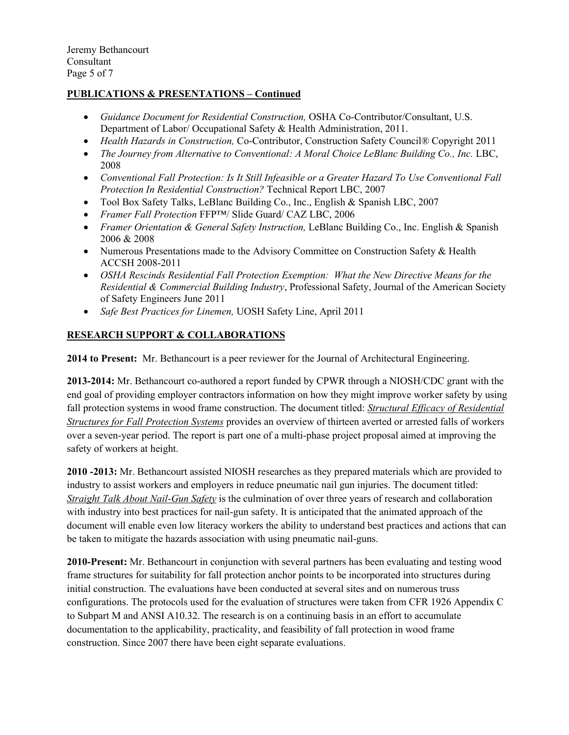## PUBLICATIONS & PRESENTATIONS – Continued

- *Guidance Document for Residential Construction,* OSHA Co-Contributor/Consultant, U.S. Department of Labor/ Occupational Safety & Health Administration, 2011.
- *Health Hazards in Construction,* Co-Contributor, Construction Safety Council® Copyright 2011
- *The Journey from Alternative to Conventional: A Moral Choice LeBlanc Building Co., Inc.* LBC, 2008
- *Conventional Fall Protection: Is It Still Infeasible or a Greater Hazard To Use Conventional Fall Protection In Residential Construction?* Technical Report LBC, 2007
- Tool Box Safety Talks, LeBlanc Building Co., Inc., English & Spanish LBC, 2007
- *Framer Fall Protection* FFP™/ Slide Guard/ CAZ LBC, 2006
- *Framer Orientation & General Safety Instruction,* LeBlanc Building Co., Inc. English & Spanish 2006 & 2008
- Numerous Presentations made to the Advisory Committee on Construction Safety & Health ACCSH 2008-2011
- *OSHA Rescinds Residential Fall Protection Exemption: What the New Directive Means for the Residential & Commercial Building Industry*, Professional Safety, Journal of the American Society of Safety Engineers June 2011
- *Safe Best Practices for Linemen,* UOSH Safety Line, April 2011

## RESEARCH SUPPORT & COLLABORATIONS

**2014 to Present:** Mr. Bethancourt is a peer reviewer for the Journal of Architectural Engineering.

**2013-2014:** Mr. Bethancourt co-authored a report funded by CPWR through a NIOSH/CDC grant with the end goal of providing employer contractors information on how they might improve worker safety by using fall protection systems in wood frame construction. The document titled: ***Structural Efficacy of Residential Structures for Fall Protection Systems*** provides an overview of thirteen averted or arrested falls of workers over a seven-year period. The report is part one of a multi-phase project proposal aimed at improving the safety of workers at height.

**2010 -2013:** Mr. Bethancourt assisted NIOSH researches as they prepared materials which are provided to industry to assist workers and employers in reduce pneumatic nail gun injuries. The document titled: ***Straight Talk About Nail-Gun Safety*** is the culmination of over three years of research and collaboration with industry into best practices for nail-gun safety. It is anticipated that the animated approach of the document will enable even low literacy workers the ability to understand best practices and actions that can be taken to mitigate the hazards association with using pneumatic nail-guns.

**2010-Present:** Mr. Bethancourt in conjunction with several partners has been evaluating and testing wood frame structures for suitability for fall protection anchor points to be incorporated into structures during initial construction. The evaluations have been conducted at several sites and on numerous truss configurations. The protocols used for the evaluation of structures were taken from CFR 1926 Appendix C to Subpart M and ANSI A10.32. The research is on a continuing basis in an effort to accumulate documentation to the applicability, practicality, and feasibility of fall protection in wood frame construction. Since 2007 there have been eight separate evaluations.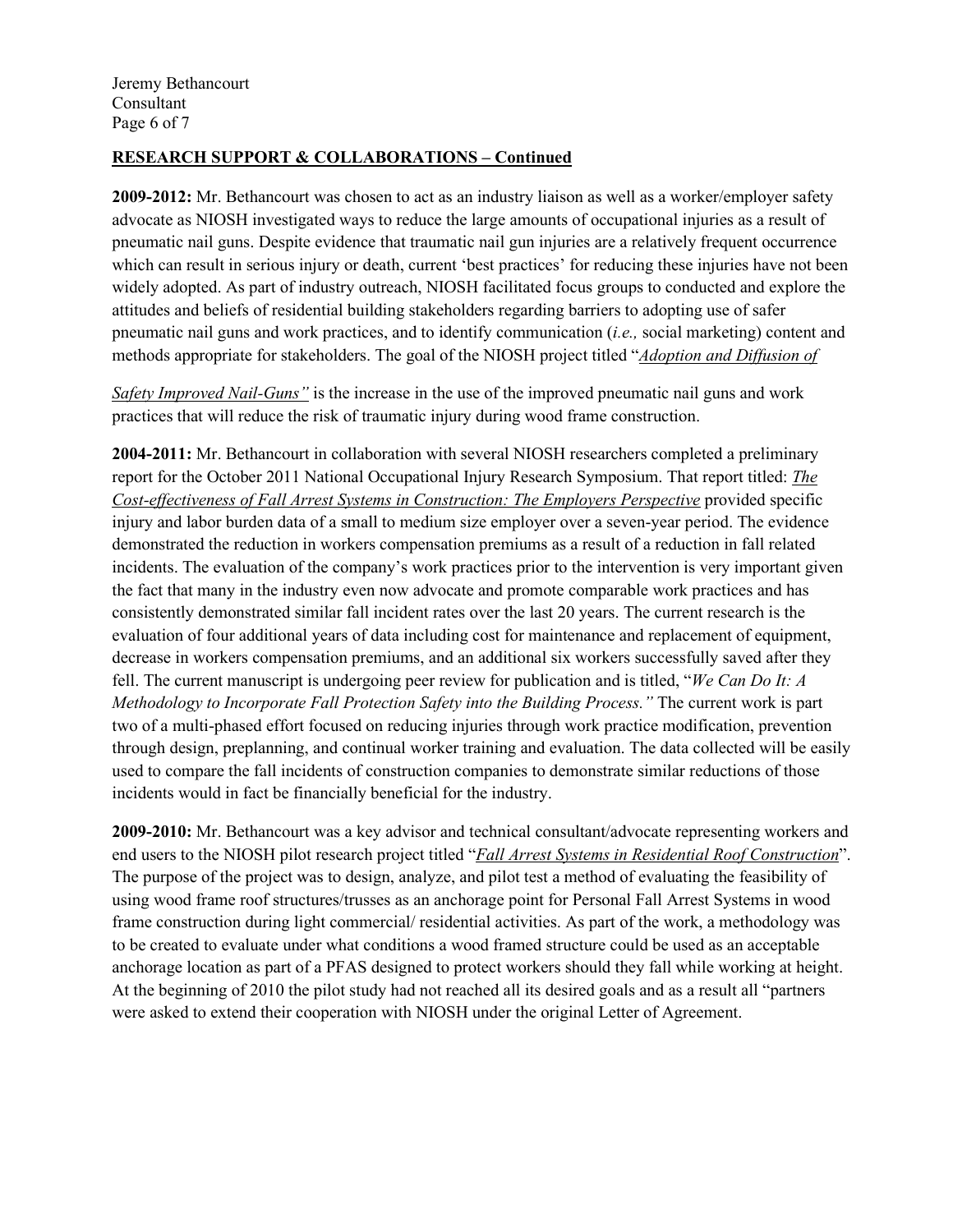## RESEARCH SUPPORT & COLLABORATIONS – Continued

**2009-2012:** Mr. Bethancourt was chosen to act as an industry liaison as well as a worker/employer safety advocate as NIOSH investigated ways to reduce the large amounts of occupational injuries as a result of pneumatic nail guns. Despite evidence that traumatic nail gun injuries are a relatively frequent occurrence which can result in serious injury or death, current 'best practices' for reducing these injuries have not been widely adopted. As part of industry outreach, NIOSH facilitated focus groups to conducted and explore the attitudes and beliefs of residential building stakeholders regarding barriers to adopting use of safer pneumatic nail guns and work practices, and to identify communication (*i.e.,* social marketing) content and methods appropriate for stakeholders. The goal of the NIOSH project titled "*Adoption and Diffusion of Safety Improved Nail-Guns"* is the increase in the use of the improved pneumatic nail guns and work practices that will reduce the risk of traumatic injury during wood frame construction.

**2004-2011:** Mr. Bethancourt in collaboration with several NIOSH researchers completed a preliminary report for the October 2011 National Occupational Injury Research Symposium. That report titled: *The Cost-effectiveness of Fall Arrest Systems in Construction: The Employers Perspective* provided specific injury and labor burden data of a small to medium size employer over a seven-year period. The evidence demonstrated the reduction in workers compensation premiums as a result of a reduction in fall related incidents. The evaluation of the company's work practices prior to the intervention is very important given the fact that many in the industry even now advocate and promote comparable work practices and has consistently demonstrated similar fall incident rates over the last 20 years. The current research is the evaluation of four additional years of data including cost for maintenance and replacement of equipment, decrease in workers compensation premiums, and an additional six workers successfully saved after they fell. The current manuscript is undergoing peer review for publication and is titled, "*We Can Do It: A Methodology to Incorporate Fall Protection Safety into the Building Process."* The current work is part two of a multi-phased effort focused on reducing injuries through work practice modification, prevention through design, preplanning, and continual worker training and evaluation. The data collected will be easily used to compare the fall incidents of construction companies to demonstrate similar reductions of those incidents would in fact be financially beneficial for the industry.

**2009-2010:** Mr. Bethancourt was a key advisor and technical consultant/advocate representing workers and end users to the NIOSH pilot research project titled "*Fall Arrest Systems in Residential Roof Construction*". The purpose of the project was to design, analyze, and pilot test a method of evaluating the feasibility of using wood frame roof structures/trusses as an anchorage point for Personal Fall Arrest Systems in wood frame construction during light commercial/ residential activities. As part of the work, a methodology was to be created to evaluate under what conditions a wood framed structure could be used as an acceptable anchorage location as part of a PFAS designed to protect workers should they fall while working at height. At the beginning of 2010 the pilot study had not reached all its desired goals and as a result all "partners were asked to extend their cooperation with NIOSH under the original Letter of Agreement.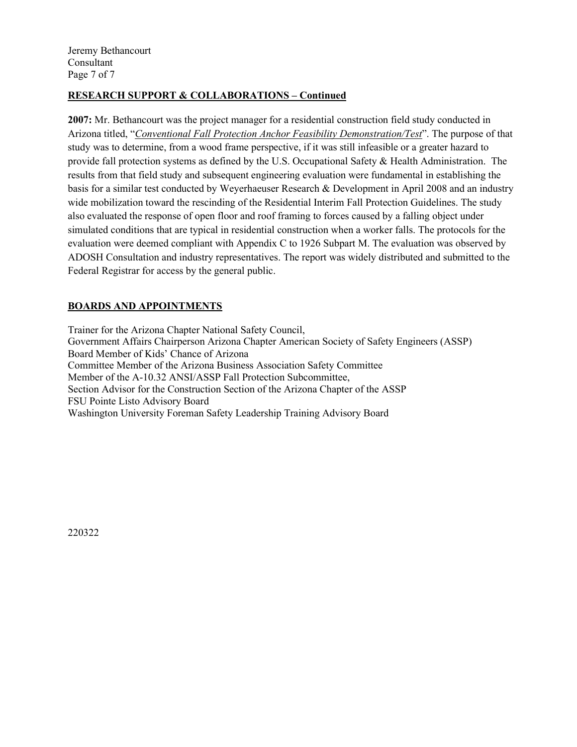## RESEARCH SUPPORT & COLLABORATIONS – Continued

**2007:** Mr. Bethancourt was the project manager for a residential construction field study conducted in Arizona titled, "*Conventional Fall Protection Anchor Feasibility Demonstration/Test*". The purpose of that study was to determine, from a wood frame perspective, if it was still infeasible or a greater hazard to provide fall protection systems as defined by the U.S. Occupational Safety & Health Administration. The results from that field study and subsequent engineering evaluation were fundamental in establishing the basis for a similar test conducted by Weyerhaeuser Research & Development in April 2008 and an industry wide mobilization toward the rescinding of the Residential Interim Fall Protection Guidelines. The study also evaluated the response of open floor and roof framing to forces caused by a falling object under simulated conditions that are typical in residential construction when a worker falls. The protocols for the evaluation were deemed compliant with Appendix C to 1926 Subpart M. The evaluation was observed by ADOSH Consultation and industry representatives. The report was widely distributed and submitted to the Federal Registrar for access by the general public.

## BOARDS AND APPOINTMENTS

Trainer for the Arizona Chapter National Safety Council,
Government Affairs Chairperson Arizona Chapter American Society of Safety Engineers (ASSP)
Board Member of Kids' Chance of Arizona
Committee Member of the Arizona Business Association Safety Committee
Member of the A-10.32 ANSI/ASSP Fall Protection Subcommittee,
Section Advisor for the Construction Section of the Arizona Chapter of the ASSP
FSU Pointe Listo Advisory Board
Washington University Foreman Safety Leadership Training Advisory Board

220322